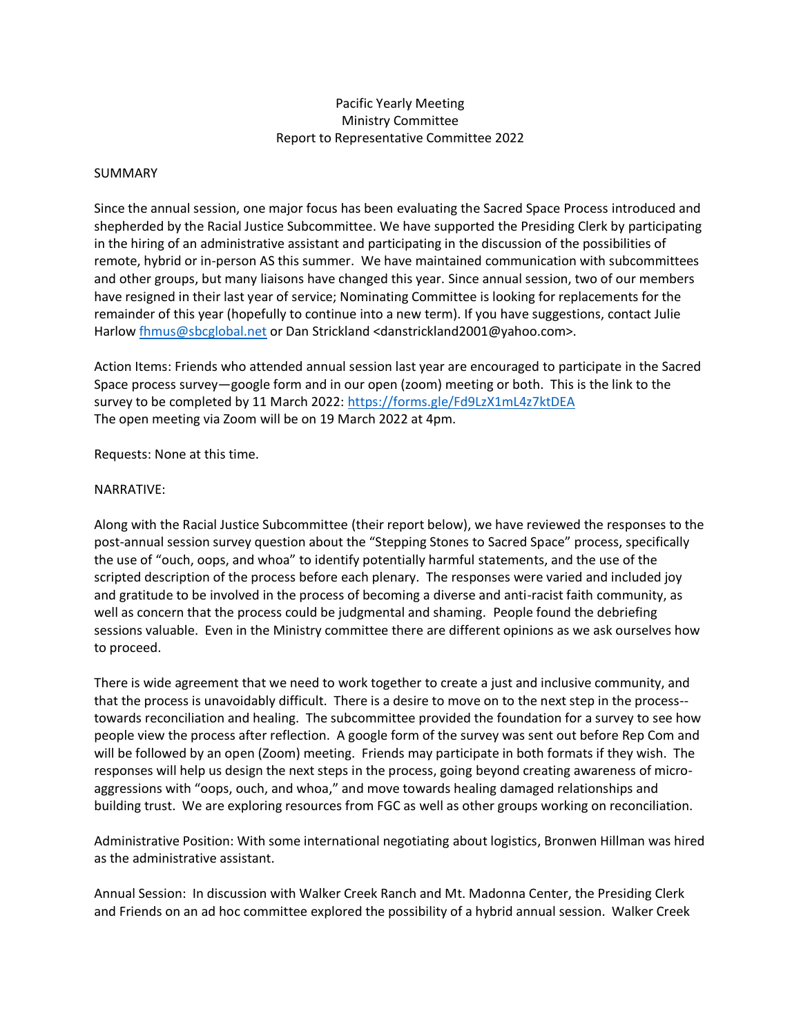Pacific Yearly Meeting
Ministry Committee
Report to Representative Committee 2022

SUMMARY

Since the annual session, one major focus has been evaluating the Sacred Space Process introduced and shepherded by the Racial Justice Subcommittee. We have supported the Presiding Clerk by participating in the hiring of an administrative assistant and participating in the discussion of the possibilities of remote, hybrid or in-person AS this summer. We have maintained communication with subcommittees and other groups, but many liaisons have changed this year. Since annual session, two of our members have resigned in their last year of service; Nominating Committee is looking for replacements for the remainder of this year (hopefully to continue into a new term). If you have suggestions, contact Julie Harlow fhmus@sbcglobal.net or Dan Strickland <danstrickland2001@yahoo.com>.

Action Items: Friends who attended annual session last year are encouraged to participate in the Sacred Space process survey—google form and in our open (zoom) meeting or both. This is the link to the survey to be completed by 11 March 2022: https://forms.gle/Fd9LzX1mL4z7ktDEA
The open meeting via Zoom will be on 19 March 2022 at 4pm.

Requests: None at this time.

NARRATIVE:

Along with the Racial Justice Subcommittee (their report below), we have reviewed the responses to the post-annual session survey question about the "Stepping Stones to Sacred Space" process, specifically the use of "ouch, oops, and whoa" to identify potentially harmful statements, and the use of the scripted description of the process before each plenary. The responses were varied and included joy and gratitude to be involved in the process of becoming a diverse and anti-racist faith community, as well as concern that the process could be judgmental and shaming. People found the debriefing sessions valuable. Even in the Ministry committee there are different opinions as we ask ourselves how to proceed.

There is wide agreement that we need to work together to create a just and inclusive community, and that the process is unavoidably difficult. There is a desire to move on to the next step in the process--towards reconciliation and healing. The subcommittee provided the foundation for a survey to see how people view the process after reflection. A google form of the survey was sent out before Rep Com and will be followed by an open (Zoom) meeting. Friends may participate in both formats if they wish. The responses will help us design the next steps in the process, going beyond creating awareness of micro-aggressions with "oops, ouch, and whoa," and move towards healing damaged relationships and building trust. We are exploring resources from FGC as well as other groups working on reconciliation.

Administrative Position: With some international negotiating about logistics, Bronwen Hillman was hired as the administrative assistant.

Annual Session: In discussion with Walker Creek Ranch and Mt. Madonna Center, the Presiding Clerk and Friends on an ad hoc committee explored the possibility of a hybrid annual session. Walker Creek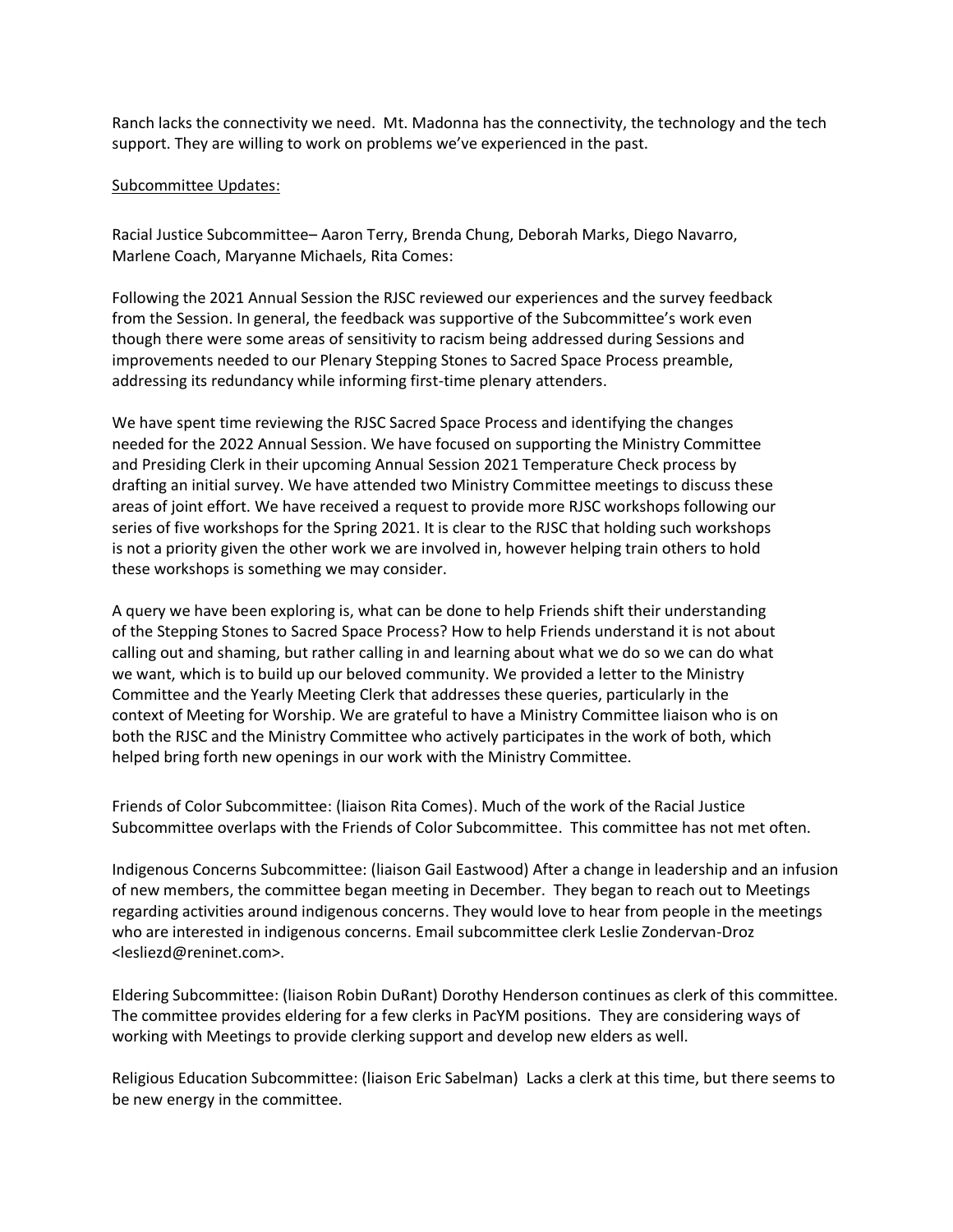Ranch lacks the connectivity we need. Mt. Madonna has the connectivity, the technology and the tech support. They are willing to work on problems we've experienced in the past.

<u>Subcommittee Updates:</u>

Racial Justice Subcommittee– Aaron Terry, Brenda Chung, Deborah Marks, Diego Navarro, Marlene Coach, Maryanne Michaels, Rita Comes:

Following the 2021 Annual Session the RJSC reviewed our experiences and the survey feedback from the Session. In general, the feedback was supportive of the Subcommittee's work even though there were some areas of sensitivity to racism being addressed during Sessions and improvements needed to our Plenary Stepping Stones to Sacred Space Process preamble, addressing its redundancy while informing first-time plenary attenders.

We have spent time reviewing the RJSC Sacred Space Process and identifying the changes needed for the 2022 Annual Session. We have focused on supporting the Ministry Committee and Presiding Clerk in their upcoming Annual Session 2021 Temperature Check process by drafting an initial survey. We have attended two Ministry Committee meetings to discuss these areas of joint effort. We have received a request to provide more RJSC workshops following our series of five workshops for the Spring 2021. It is clear to the RJSC that holding such workshops is not a priority given the other work we are involved in, however helping train others to hold these workshops is something we may consider.

A query we have been exploring is, what can be done to help Friends shift their understanding of the Stepping Stones to Sacred Space Process? How to help Friends understand it is not about calling out and shaming, but rather calling in and learning about what we do so we can do what we want, which is to build up our beloved community. We provided a letter to the Ministry Committee and the Yearly Meeting Clerk that addresses these queries, particularly in the context of Meeting for Worship. We are grateful to have a Ministry Committee liaison who is on both the RJSC and the Ministry Committee who actively participates in the work of both, which helped bring forth new openings in our work with the Ministry Committee.

Friends of Color Subcommittee: (liaison Rita Comes). Much of the work of the Racial Justice Subcommittee overlaps with the Friends of Color Subcommittee. This committee has not met often.

Indigenous Concerns Subcommittee: (liaison Gail Eastwood) After a change in leadership and an infusion of new members, the committee began meeting in December. They began to reach out to Meetings regarding activities around indigenous concerns. They would love to hear from people in the meetings who are interested in indigenous concerns. Email subcommittee clerk Leslie Zondervan-Droz <lesliezd@reninet.com>.

Eldering Subcommittee: (liaison Robin DuRant) Dorothy Henderson continues as clerk of this committee. The committee provides eldering for a few clerks in PacYM positions. They are considering ways of working with Meetings to provide clerking support and develop new elders as well.

Religious Education Subcommittee: (liaison Eric Sabelman) Lacks a clerk at this time, but there seems to be new energy in the committee.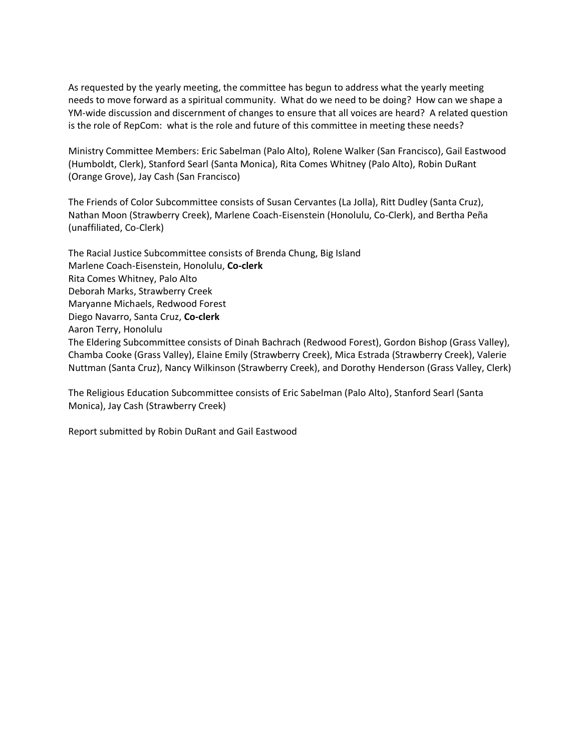As requested by the yearly meeting, the committee has begun to address what the yearly meeting needs to move forward as a spiritual community. What do we need to be doing? How can we shape a YM-wide discussion and discernment of changes to ensure that all voices are heard? A related question is the role of RepCom: what is the role and future of this committee in meeting these needs?

Ministry Committee Members: Eric Sabelman (Palo Alto), Rolene Walker (San Francisco), Gail Eastwood (Humboldt, Clerk), Stanford Searl (Santa Monica), Rita Comes Whitney (Palo Alto), Robin DuRant (Orange Grove), Jay Cash (San Francisco)

The Friends of Color Subcommittee consists of Susan Cervantes (La Jolla), Ritt Dudley (Santa Cruz), Nathan Moon (Strawberry Creek), Marlene Coach-Eisenstein (Honolulu, Co-Clerk), and Bertha Peña (unaffiliated, Co-Clerk)

The Racial Justice Subcommittee consists of Brenda Chung, Big Island
Marlene Coach-Eisenstein, Honolulu, **Co-clerk**
Rita Comes Whitney, Palo Alto
Deborah Marks, Strawberry Creek
Maryanne Michaels, Redwood Forest
Diego Navarro, Santa Cruz, **Co-clerk**
Aaron Terry, Honolulu
The Eldering Subcommittee consists of Dinah Bachrach (Redwood Forest), Gordon Bishop (Grass Valley), Chamba Cooke (Grass Valley), Elaine Emily (Strawberry Creek), Mica Estrada (Strawberry Creek), Valerie Nuttman (Santa Cruz), Nancy Wilkinson (Strawberry Creek), and Dorothy Henderson (Grass Valley, Clerk)

The Religious Education Subcommittee consists of Eric Sabelman (Palo Alto), Stanford Searl (Santa Monica), Jay Cash (Strawberry Creek)

Report submitted by Robin DuRant and Gail Eastwood